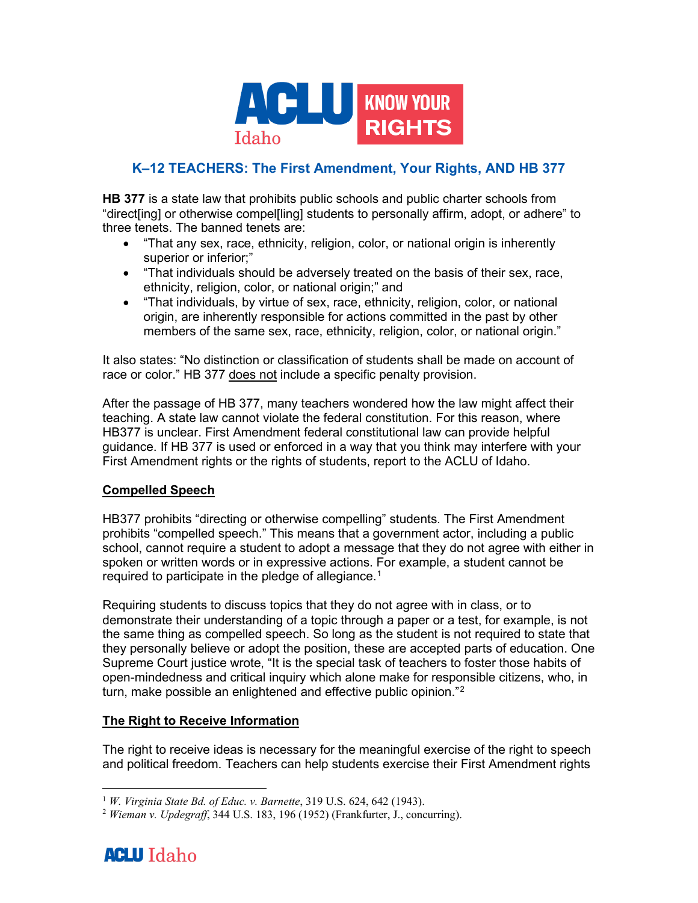# K–12 TEACHERS: The First Amendment, Your Rights, AND HB 377

**HB 377** is a state law that prohibits public schools and public charter schools from "direct[ing] or otherwise compel[ling] students to personally affirm, adopt, or adhere" to three tenets. The banned tenets are:

- "That any sex, race, ethnicity, religion, color, or national origin is inherently superior or inferior;"
- "That individuals should be adversely treated on the basis of their sex, race, ethnicity, religion, color, or national origin;" and
- "That individuals, by virtue of sex, race, ethnicity, religion, color, or national origin, are inherently responsible for actions committed in the past by other members of the same sex, race, ethnicity, religion, color, or national origin."

It also states: "No distinction or classification of students shall be made on account of race or color." HB 377 does not include a specific penalty provision.

After the passage of HB 377, many teachers wondered how the law might affect their teaching. A state law cannot violate the federal constitution. For this reason, where HB377 is unclear. First Amendment federal constitutional law can provide helpful guidance. If HB 377 is used or enforced in a way that you think may interfere with your First Amendment rights or the rights of students, report to the ACLU of Idaho.

## Compelled Speech

HB377 prohibits "directing or otherwise compelling" students. The First Amendment prohibits "compelled speech." This means that a government actor, including a public school, cannot require a student to adopt a message that they do not agree with either in spoken or written words or in expressive actions. For example, a student cannot be required to participate in the pledge of allegiance.[1]

Requiring students to discuss topics that they do not agree with in class, or to demonstrate their understanding of a topic through a paper or a test, for example, is not the same thing as compelled speech. So long as the student is not required to state that they personally believe or adopt the position, these are accepted parts of education. One Supreme Court justice wrote, "It is the special task of teachers to foster those habits of open-mindedness and critical inquiry which alone make for responsible citizens, who, in turn, make possible an enlightened and effective public opinion."[2]

## The Right to Receive Information

The right to receive ideas is necessary for the meaningful exercise of the right to speech and political freedom. Teachers can help students exercise their First Amendment rights

[1] *W. Virginia State Bd. of Educ. v. Barnette*, 319 U.S. 624, 642 (1943).

[2] *Wieman v. Updegraff*, 344 U.S. 183, 196 (1952) (Frankfurter, J., concurring).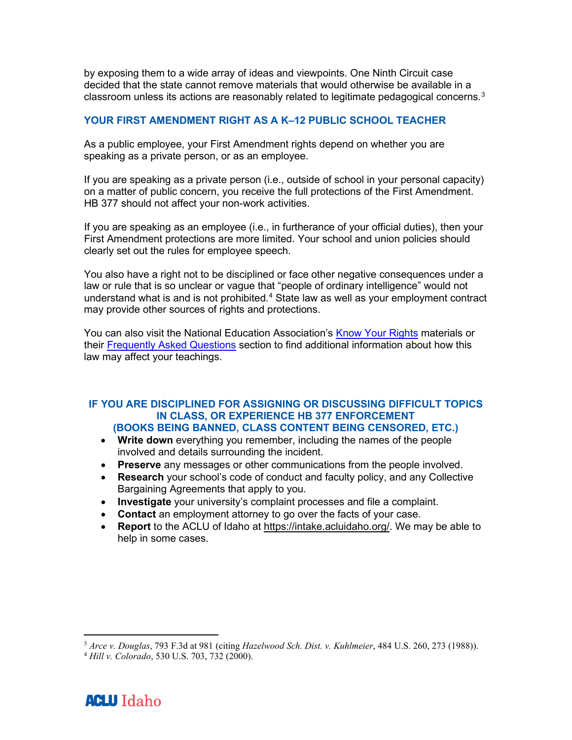by exposing them to a wide array of ideas and viewpoints. One Ninth Circuit case decided that the state cannot remove materials that would otherwise be available in a classroom unless its actions are reasonably related to legitimate pedagogical concerns.[3]

## YOUR FIRST AMENDMENT RIGHT AS A K–12 PUBLIC SCHOOL TEACHER

As a public employee, your First Amendment rights depend on whether you are speaking as a private person, or as an employee.

If you are speaking as a private person (i.e., outside of school in your personal capacity) on a matter of public concern, you receive the full protections of the First Amendment. HB 377 should not affect your non-work activities.

If you are speaking as an employee (i.e., in furtherance of your official duties), then your First Amendment protections are more limited. Your school and union policies should clearly set out the rules for employee speech.

You also have a right not to be disciplined or face other negative consequences under a law or rule that is so unclear or vague that "people of ordinary intelligence" would not understand what is and is not prohibited.[4] State law as well as your employment contract may provide other sources of rights and protections.

You can also visit the National Education Association's Know Your Rights materials or their Frequently Asked Questions section to find additional information about how this law may affect your teachings.

## IF YOU ARE DISCIPLINED FOR ASSIGNING OR DISCUSSING DIFFICULT TOPICS IN CLASS, OR EXPERIENCE HB 377 ENFORCEMENT (BOOKS BEING BANNED, CLASS CONTENT BEING CENSORED, ETC.)

- **Write down** everything you remember, including the names of the people involved and details surrounding the incident.
- **Preserve** any messages or other communications from the people involved.
- **Research** your school's code of conduct and faculty policy, and any Collective Bargaining Agreements that apply to you.
- **Investigate** your university's complaint processes and file a complaint.
- **Contact** an employment attorney to go over the facts of your case.
- **Report** to the ACLU of Idaho at https://intake.acluidaho.org/. We may be able to help in some cases.

---

[3] *Arce v. Douglas*, 793 F.3d at 981 (citing *Hazelwood Sch. Dist. v. Kuhlmeier*, 484 U.S. 260, 273 (1988)).

[4] *Hill v. Colorado*, 530 U.S. 703, 732 (2000).